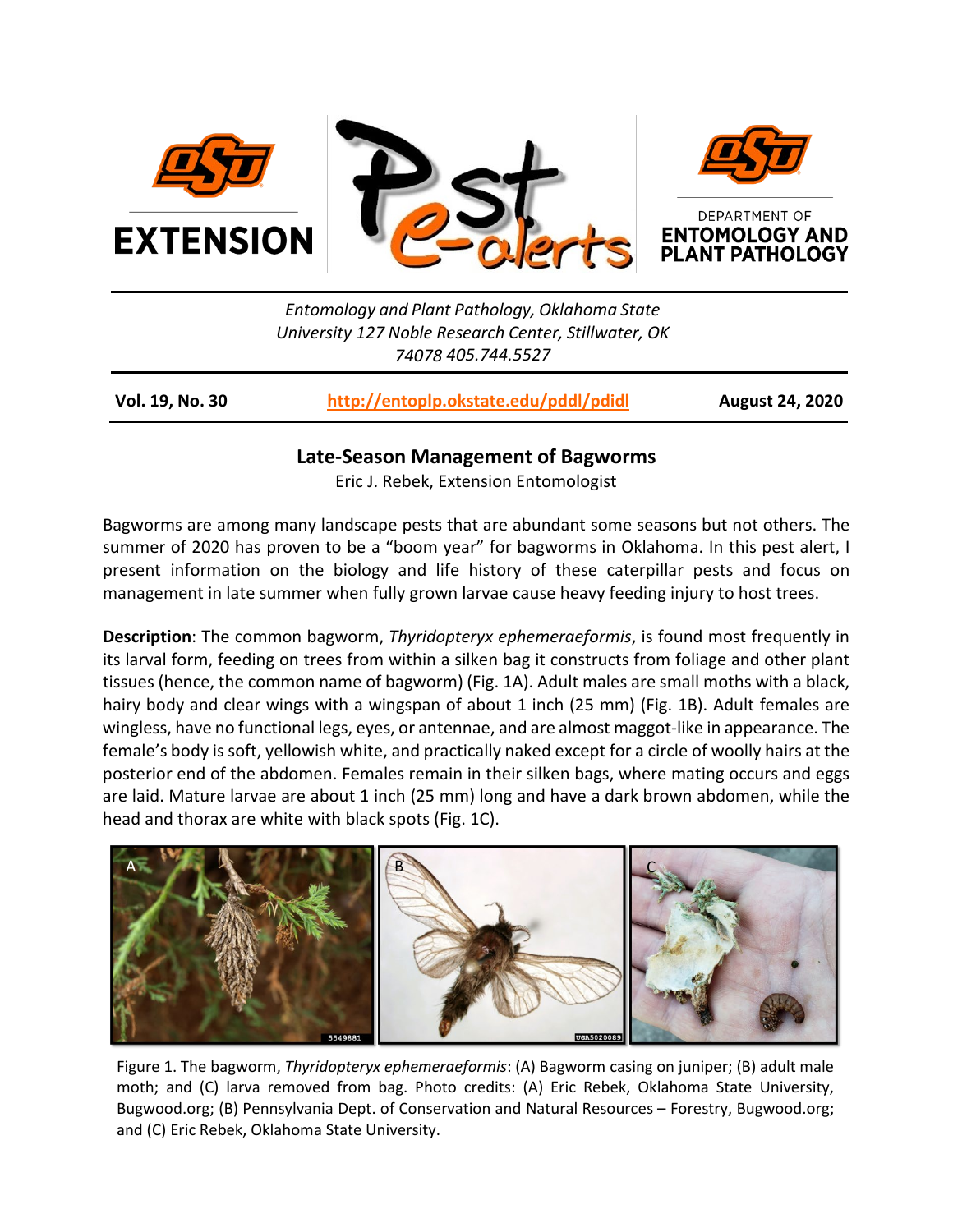Entomology and Plant Pathology, Oklahoma State University 127 Noble Research Center, Stillwater, OK 74078 405.744.5527

**Vol. 19, No. 30** | **http://entoplp.okstate.edu/pddl/pdidl** | **August 24, 2020**

## Late-Season Management of Bagworms

Eric J. Rebek, Extension Entomologist

Bagworms are among many landscape pests that are abundant some seasons but not others. The summer of 2020 has proven to be a "boom year" for bagworms in Oklahoma. In this pest alert, I present information on the biology and life history of these caterpillar pests and focus on management in late summer when fully grown larvae cause heavy feeding injury to host trees.

**Description**: The common bagworm, *Thyridopteryx ephemeraeformis*, is found most frequently in its larval form, feeding on trees from within a silken bag it constructs from foliage and other plant tissues (hence, the common name of bagworm) (Fig. 1A). Adult males are small moths with a black, hairy body and clear wings with a wingspan of about 1 inch (25 mm) (Fig. 1B). Adult females are wingless, have no functional legs, eyes, or antennae, and are almost maggot-like in appearance. The female's body is soft, yellowish white, and practically naked except for a circle of woolly hairs at the posterior end of the abdomen. Females remain in their silken bags, where mating occurs and eggs are laid. Mature larvae are about 1 inch (25 mm) long and have a dark brown abdomen, while the head and thorax are white with black spots (Fig. 1C).

Figure 1. The bagworm, *Thyridopteryx ephemeraeformis*: (A) Bagworm casing on juniper; (B) adult male moth; and (C) larva removed from bag. Photo credits: (A) Eric Rebek, Oklahoma State University, Bugwood.org; (B) Pennsylvania Dept. of Conservation and Natural Resources – Forestry, Bugwood.org; and (C) Eric Rebek, Oklahoma State University.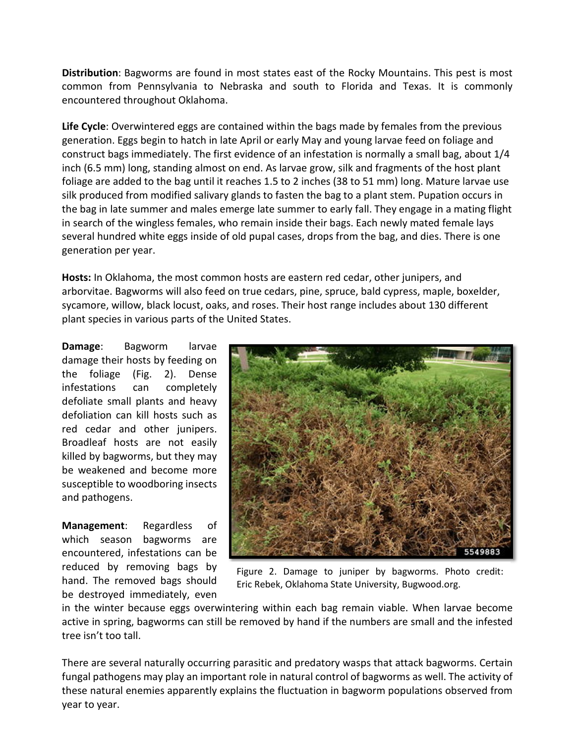**Distribution**: Bagworms are found in most states east of the Rocky Mountains. This pest is most common from Pennsylvania to Nebraska and south to Florida and Texas. It is commonly encountered throughout Oklahoma.

**Life Cycle**: Overwintered eggs are contained within the bags made by females from the previous generation. Eggs begin to hatch in late April or early May and young larvae feed on foliage and construct bags immediately. The first evidence of an infestation is normally a small bag, about 1/4 inch (6.5 mm) long, standing almost on end. As larvae grow, silk and fragments of the host plant foliage are added to the bag until it reaches 1.5 to 2 inches (38 to 51 mm) long. Mature larvae use silk produced from modified salivary glands to fasten the bag to a plant stem. Pupation occurs in the bag in late summer and males emerge late summer to early fall. They engage in a mating flight in search of the wingless females, who remain inside their bags. Each newly mated female lays several hundred white eggs inside of old pupal cases, drops from the bag, and dies. There is one generation per year.

**Hosts:** In Oklahoma, the most common hosts are eastern red cedar, other junipers, and arborvitae. Bagworms will also feed on true cedars, pine, spruce, bald cypress, maple, boxelder, sycamore, willow, black locust, oaks, and roses. Their host range includes about 130 different plant species in various parts of the United States.

**Damage**: Bagworm larvae damage their hosts by feeding on the foliage (Fig. 2). Dense infestations can completely defoliate small plants and heavy defoliation can kill hosts such as red cedar and other junipers. Broadleaf hosts are not easily killed by bagworms, but they may be weakened and become more susceptible to woodboring insects and pathogens.

Figure 2. Damage to juniper by bagworms. Photo credit: Eric Rebek, Oklahoma State University, Bugwood.org.

**Management**: Regardless of which season bagworms are encountered, infestations can be reduced by removing bags by hand. The removed bags should be destroyed immediately, even in the winter because eggs overwintering within each bag remain viable. When larvae become active in spring, bagworms can still be removed by hand if the numbers are small and the infested tree isn't too tall.

There are several naturally occurring parasitic and predatory wasps that attack bagworms. Certain fungal pathogens may play an important role in natural control of bagworms as well. The activity of these natural enemies apparently explains the fluctuation in bagworm populations observed from year to year.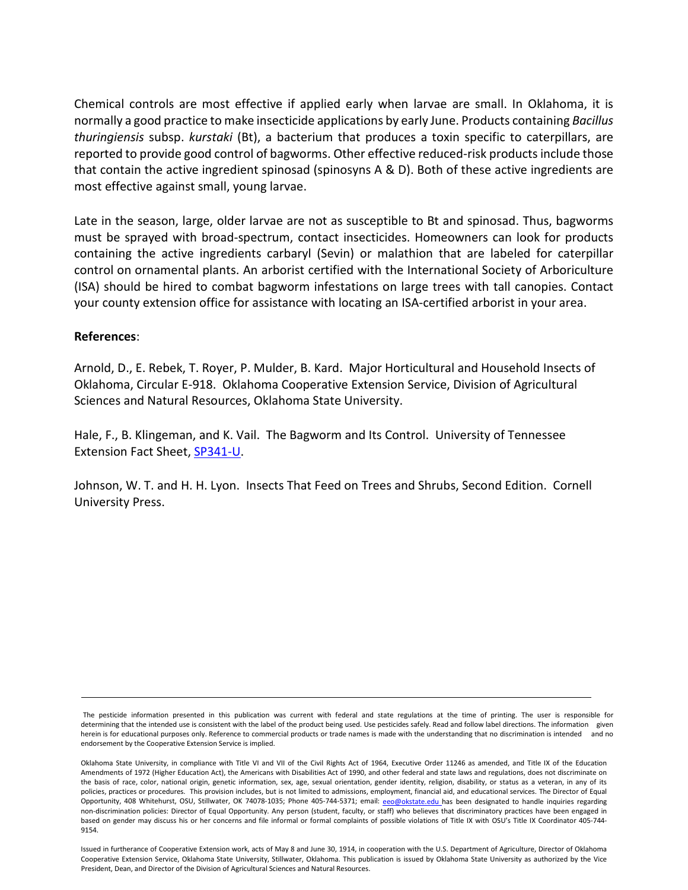Chemical controls are most effective if applied early when larvae are small. In Oklahoma, it is normally a good practice to make insecticide applications by early June. Products containing *Bacillus thuringiensis* subsp. *kurstaki* (Bt), a bacterium that produces a toxin specific to caterpillars, are reported to provide good control of bagworms. Other effective reduced-risk products include those that contain the active ingredient spinosad (spinosyns A & D). Both of these active ingredients are most effective against small, young larvae.

Late in the season, large, older larvae are not as susceptible to Bt and spinosad. Thus, bagworms must be sprayed with broad-spectrum, contact insecticides. Homeowners can look for products containing the active ingredients carbaryl (Sevin) or malathion that are labeled for caterpillar control on ornamental plants. An arborist certified with the International Society of Arboriculture (ISA) should be hired to combat bagworm infestations on large trees with tall canopies. Contact your county extension office for assistance with locating an ISA-certified arborist in your area.

**References**:

Arnold, D., E. Rebek, T. Royer, P. Mulder, B. Kard. Major Horticultural and Household Insects of Oklahoma, Circular E-918. Oklahoma Cooperative Extension Service, Division of Agricultural Sciences and Natural Resources, Oklahoma State University.

Hale, F., B. Klingeman, and K. Vail. The Bagworm and Its Control. University of Tennessee Extension Fact Sheet, SP341-U.

Johnson, W. T. and H. H. Lyon. Insects That Feed on Trees and Shrubs, Second Edition. Cornell University Press.

---

The pesticide information presented in this publication was current with federal and state regulations at the time of printing. The user is responsible for determining that the intended use is consistent with the label of the product being used. Use pesticides safely. Read and follow label directions. The information given herein is for educational purposes only. Reference to commercial products or trade names is made with the understanding that no discrimination is intended and no endorsement by the Cooperative Extension Service is implied.

Oklahoma State University, in compliance with Title VI and VII of the Civil Rights Act of 1964, Executive Order 11246 as amended, and Title IX of the Education Amendments of 1972 (Higher Education Act), the Americans with Disabilities Act of 1990, and other federal and state laws and regulations, does not discriminate on the basis of race, color, national origin, genetic information, sex, age, sexual orientation, gender identity, religion, disability, or status as a veteran, in any of its policies, practices or procedures. This provision includes, but is not limited to admissions, employment, financial aid, and educational services. The Director of Equal Opportunity, 408 Whitehurst, OSU, Stillwater, OK 74078-1035; Phone 405-744-5371; email: eeo@okstate.edu has been designated to handle inquiries regarding non-discrimination policies: Director of Equal Opportunity. Any person (student, faculty, or staff) who believes that discriminatory practices have been engaged in based on gender may discuss his or her concerns and file informal or formal complaints of possible violations of Title IX with OSU's Title IX Coordinator 405-744-9154.

Issued in furtherance of Cooperative Extension work, acts of May 8 and June 30, 1914, in cooperation with the U.S. Department of Agriculture, Director of Oklahoma Cooperative Extension Service, Oklahoma State University, Stillwater, Oklahoma. This publication is issued by Oklahoma State University as authorized by the Vice President, Dean, and Director of the Division of Agricultural Sciences and Natural Resources.